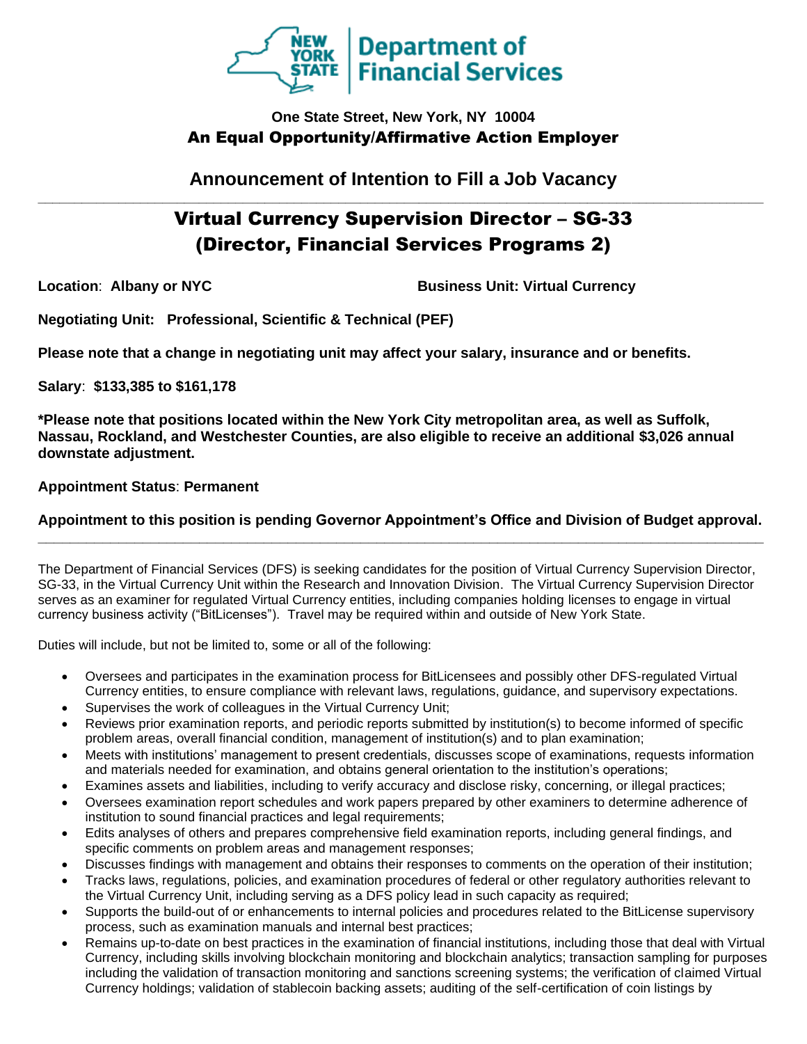New York State Department of Financial Services

**One State Street, New York, NY 10004**

**An Equal Opportunity/Affirmative Action Employer**

## Announcement of Intention to Fill a Job Vacancy

# Virtual Currency Supervision Director – SG-33 (Director, Financial Services Programs 2)

**Location**: **Albany or NYC**

**Business Unit: Virtual Currency**

**Negotiating Unit: Professional, Scientific & Technical (PEF)**

**Please note that a change in negotiating unit may affect your salary, insurance and or benefits.**

**Salary**: **$133,385 to $161,178**

***Please note that positions located within the New York City metropolitan area, as well as Suffolk, Nassau, Rockland, and Westchester Counties, are also eligible to receive an additional $3,026 annual downstate adjustment.**

**Appointment Status**: **Permanent**

**Appointment to this position is pending Governor Appointment's Office and Division of Budget approval.**

---

The Department of Financial Services (DFS) is seeking candidates for the position of Virtual Currency Supervision Director, SG-33, in the Virtual Currency Unit within the Research and Innovation Division. The Virtual Currency Supervision Director serves as an examiner for regulated Virtual Currency entities, including companies holding licenses to engage in virtual currency business activity ("BitLicenses"). Travel may be required within and outside of New York State.

Duties will include, but not be limited to, some or all of the following:

- Oversees and participates in the examination process for BitLicensees and possibly other DFS-regulated Virtual Currency entities, to ensure compliance with relevant laws, regulations, guidance, and supervisory expectations.
- Supervises the work of colleagues in the Virtual Currency Unit;
- Reviews prior examination reports, and periodic reports submitted by institution(s) to become informed of specific problem areas, overall financial condition, management of institution(s) and to plan examination;
- Meets with institutions' management to present credentials, discusses scope of examinations, requests information and materials needed for examination, and obtains general orientation to the institution's operations;
- Examines assets and liabilities, including to verify accuracy and disclose risky, concerning, or illegal practices;
- Oversees examination report schedules and work papers prepared by other examiners to determine adherence of institution to sound financial practices and legal requirements;
- Edits analyses of others and prepares comprehensive field examination reports, including general findings, and specific comments on problem areas and management responses;
- Discusses findings with management and obtains their responses to comments on the operation of their institution;
- Tracks laws, regulations, policies, and examination procedures of federal or other regulatory authorities relevant to the Virtual Currency Unit, including serving as a DFS policy lead in such capacity as required;
- Supports the build-out of or enhancements to internal policies and procedures related to the BitLicense supervisory process, such as examination manuals and internal best practices;
- Remains up-to-date on best practices in the examination of financial institutions, including those that deal with Virtual Currency, including skills involving blockchain monitoring and blockchain analytics; transaction sampling for purposes including the validation of transaction monitoring and sanctions screening systems; the verification of claimed Virtual Currency holdings; validation of stablecoin backing assets; auditing of the self-certification of coin listings by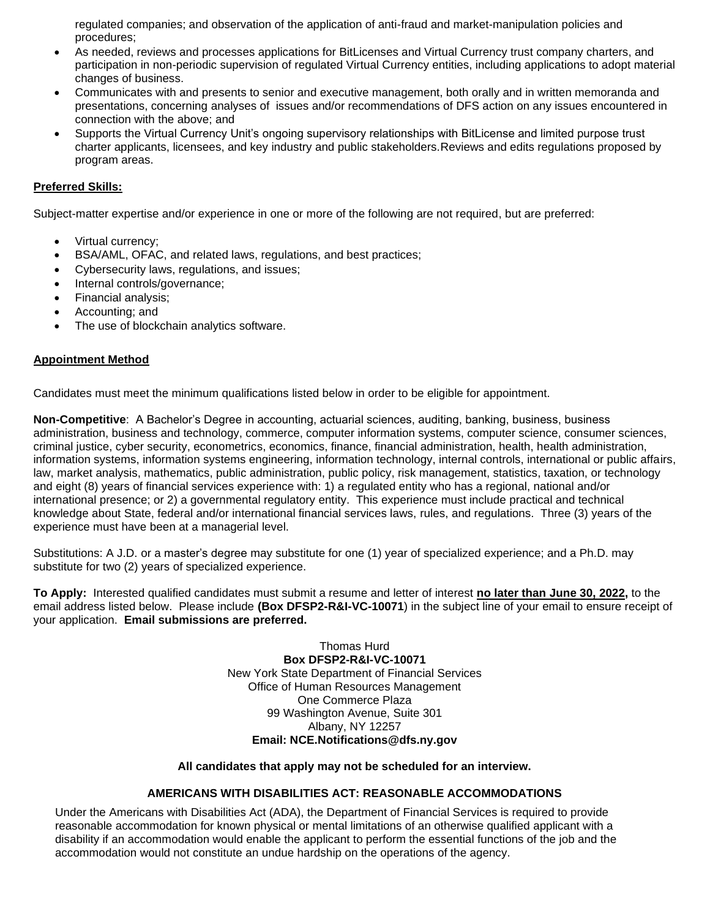regulated companies; and observation of the application of anti-fraud and market-manipulation policies and procedures;

- As needed, reviews and processes applications for BitLicenses and Virtual Currency trust company charters, and participation in non-periodic supervision of regulated Virtual Currency entities, including applications to adopt material changes of business.
- Communicates with and presents to senior and executive management, both orally and in written memoranda and presentations, concerning analyses of issues and/or recommendations of DFS action on any issues encountered in connection with the above; and
- Supports the Virtual Currency Unit's ongoing supervisory relationships with BitLicense and limited purpose trust charter applicants, licensees, and key industry and public stakeholders.Reviews and edits regulations proposed by program areas.

**Preferred Skills:**

Subject-matter expertise and/or experience in one or more of the following are not required, but are preferred:

- Virtual currency;
- BSA/AML, OFAC, and related laws, regulations, and best practices;
- Cybersecurity laws, regulations, and issues;
- Internal controls/governance;
- Financial analysis;
- Accounting; and
- The use of blockchain analytics software.

**Appointment Method**

Candidates must meet the minimum qualifications listed below in order to be eligible for appointment.

**Non-Competitive**: A Bachelor's Degree in accounting, actuarial sciences, auditing, banking, business, business administration, business and technology, commerce, computer information systems, computer science, consumer sciences, criminal justice, cyber security, econometrics, economics, finance, financial administration, health, health administration, information systems, information systems engineering, information technology, internal controls, international or public affairs, law, market analysis, mathematics, public administration, public policy, risk management, statistics, taxation, or technology and eight (8) years of financial services experience with: 1) a regulated entity who has a regional, national and/or international presence; or 2) a governmental regulatory entity. This experience must include practical and technical knowledge about State, federal and/or international financial services laws, rules, and regulations. Three (3) years of the experience must have been at a managerial level.

Substitutions: A J.D. or a master's degree may substitute for one (1) year of specialized experience; and a Ph.D. may substitute for two (2) years of specialized experience.

**To Apply:** Interested qualified candidates must submit a resume and letter of interest **no later than June 30, 2022,** to the email address listed below. Please include **(Box DFSP2-R&I-VC-10071**) in the subject line of your email to ensure receipt of your application. **Email submissions are preferred.**

Thomas Hurd
**Box DFSP2-R&I-VC-10071**
New York State Department of Financial Services
Office of Human Resources Management
One Commerce Plaza
99 Washington Avenue, Suite 301
Albany, NY 12257
**Email: NCE.Notifications@dfs.ny.gov**

**All candidates that apply may not be scheduled for an interview.**

**AMERICANS WITH DISABILITIES ACT: REASONABLE ACCOMMODATIONS**

Under the Americans with Disabilities Act (ADA), the Department of Financial Services is required to provide reasonable accommodation for known physical or mental limitations of an otherwise qualified applicant with a disability if an accommodation would enable the applicant to perform the essential functions of the job and the accommodation would not constitute an undue hardship on the operations of the agency.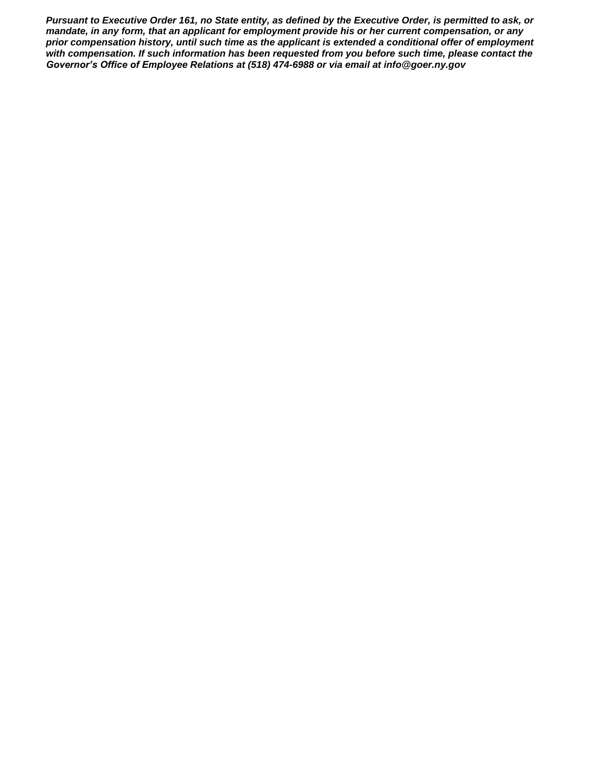***Pursuant to Executive Order 161, no State entity, as defined by the Executive Order, is permitted to ask, or mandate, in any form, that an applicant for employment provide his or her current compensation, or any prior compensation history, until such time as the applicant is extended a conditional offer of employment with compensation. If such information has been requested from you before such time, please contact the Governor's Office of Employee Relations at (518) 474-6988 or via email at info@goer.ny.gov***